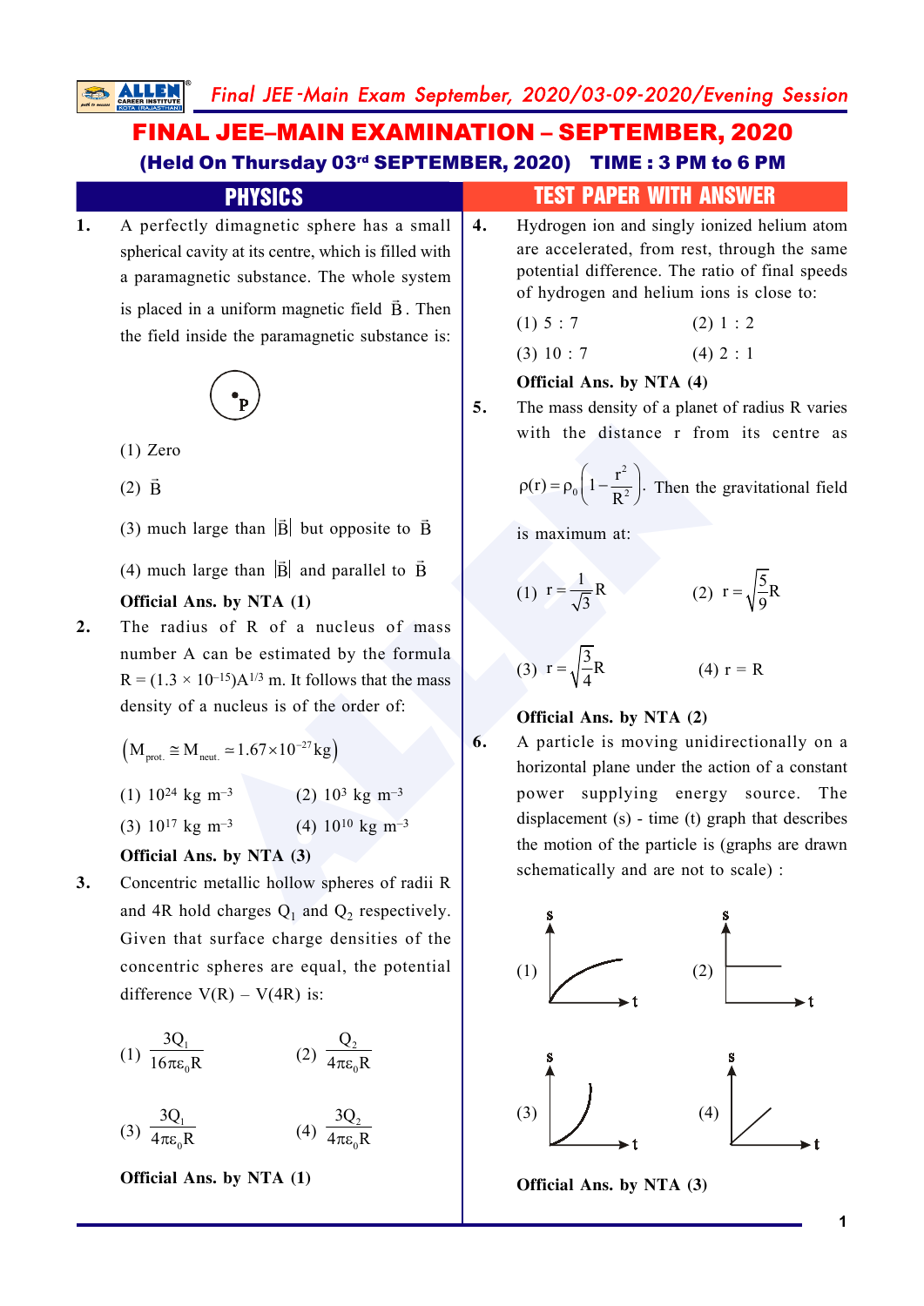# FINAL JEE–MAIN EXAMINATION – SEPTEMBER, 2020

**(Held On Thursday 03rd SEPTEMBER, 2020) TIME : 3 PM to 6 PM**

## PHYSICS — TEST PAPER WITH ANSWER

**1.** A perfectly diamagnetic sphere has a small spherical cavity at its centre, which is filled with a paramagnetic substance. The whole system is placed in a uniform magnetic field $\vec{B}$. Then the field inside the paramagnetic substance is:

(1) Zero

(2) $\vec{B}$

(3) much large than $|\vec{B}|$ but opposite to $\vec{B}$

(4) much large than $|\vec{B}|$ and parallel to $\vec{B}$

**Official Ans. by NTA (1)**

**2.** The radius of R of a nucleus of mass number A can be estimated by the formula $R = (1.3 \times 10^{-15})A^{1/3}$ m. It follows that the mass density of a nucleus is of the order of:

$\left(M_{prot.} \cong M_{neut.} \simeq 1.67 \times 10^{-27} kg\right)$

(1) $10^{24}$ kg m$^{-3}$ (2) $10^{3}$ kg m$^{-3}$

(3) $10^{17}$ kg m$^{-3}$ (4) $10^{10}$ kg m$^{-3}$

**Official Ans. by NTA (3)**

**3.** Concentric metallic hollow spheres of radii R and 4R hold charges $Q_1$ and $Q_2$ respectively. Given that surface charge densities of the concentric spheres are equal, the potential difference V(R) – V(4R) is:

(1) $\dfrac{3Q_1}{16\pi\varepsilon_0 R}$ (2) $\dfrac{Q_2}{4\pi\varepsilon_0 R}$

(3) $\dfrac{3Q_1}{4\pi\varepsilon_0 R}$ (4) $\dfrac{3Q_2}{4\pi\varepsilon_0 R}$

**Official Ans. by NTA (1)**

**4.** Hydrogen ion and singly ionized helium atom are accelerated, from rest, through the same potential difference. The ratio of final speeds of hydrogen and helium ions is close to:

(1) 5 : 7 (2) 1 : 2

(3) 10 : 7 (4) 2 : 1

**Official Ans. by NTA (4)**

**5.** The mass density of a planet of radius R varies with the distance r from its centre as $\rho(r) = \rho_0\left(1 - \dfrac{r^2}{R^2}\right)$. Then the gravitational field is maximum at:

(1) $r = \dfrac{1}{\sqrt{3}}R$ (2) $r = \sqrt{\dfrac{5}{9}}R$

(3) $r = \sqrt{\dfrac{3}{4}}R$ (4) $r = R$

**Official Ans. by NTA (2)**

**6.** A particle is moving unidirectionally on a horizontal plane under the action of a constant power supplying energy source. The displacement (s) - time (t) graph that describes the motion of the particle is (graphs are drawn schematically and are not to scale) :

(1) (2)

(3) (4)

**Official Ans. by NTA (3)**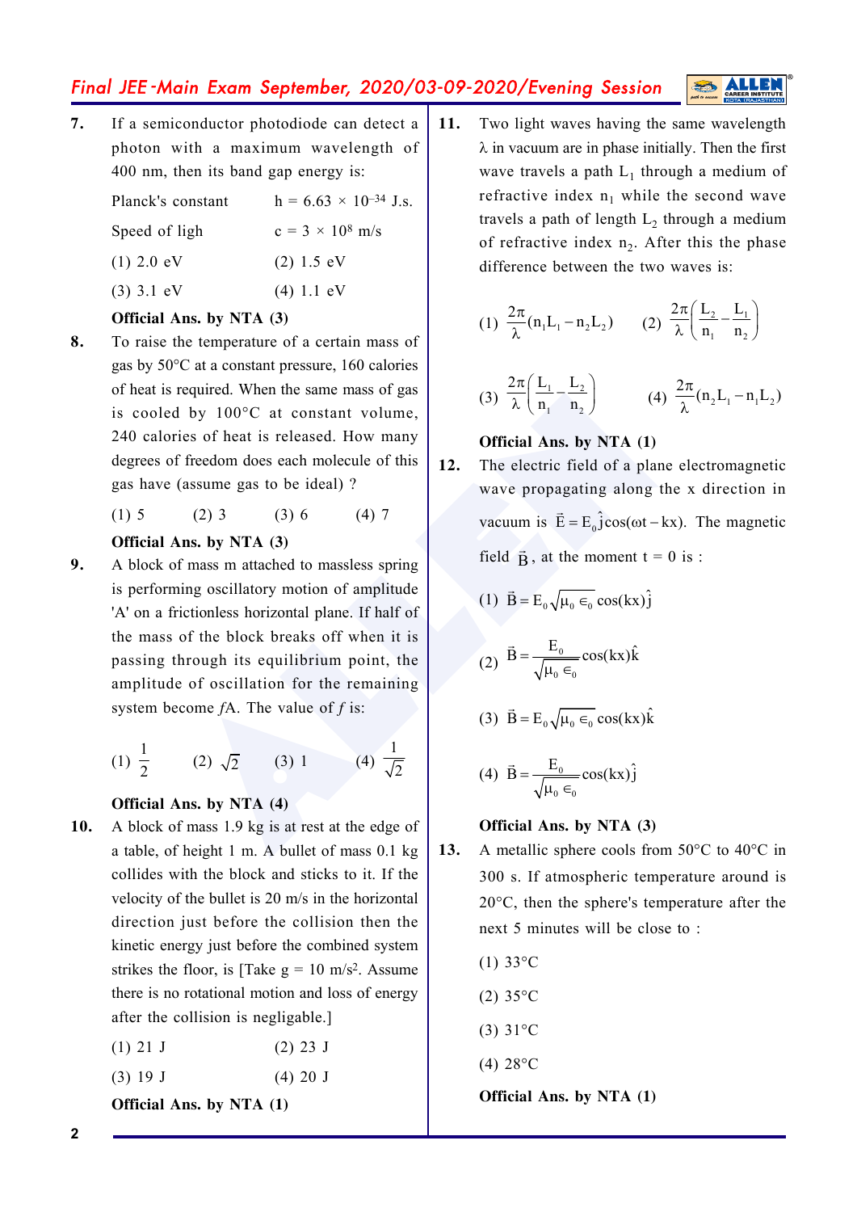7. If a semiconductor photodiode can detect a photon with a maximum wavelength of 400 nm, then its band gap energy is:

   Planck's constant $h = 6.63 \times 10^{-34}$ J.s.

   Speed of ligh $c = 3 \times 10^{8}$ m/s

   (1) 2.0 eV (2) 1.5 eV

   (3) 3.1 eV (4) 1.1 eV

   **Official Ans. by NTA (3)**

8. To raise the temperature of a certain mass of gas by 50°C at a constant pressure, 160 calories of heat is required. When the same mass of gas is cooled by 100°C at constant volume, 240 calories of heat is released. How many degrees of freedom does each molecule of this gas have (assume gas to be ideal) ?

   (1) 5 (2) 3 (3) 6 (4) 7

   **Official Ans. by NTA (3)**

9. A block of mass m attached to massless spring is performing oscillatory motion of amplitude 'A' on a frictionless horizontal plane. If half of the mass of the block breaks off when it is passing through its equilibrium point, the amplitude of oscillation for the remaining system become $f$A. The value of $f$ is:

   (1) $\frac{1}{2}$ (2) $\sqrt{2}$ (3) 1 (4) $\frac{1}{\sqrt{2}}$

   **Official Ans. by NTA (4)**

10. A block of mass 1.9 kg is at rest at the edge of a table, of height 1 m. A bullet of mass 0.1 kg collides with the block and sticks to it. If the velocity of the bullet is 20 m/s in the horizontal direction just before the collision then the kinetic energy just before the combined system strikes the floor, is [Take g = 10 m/s$^2$. Assume there is no rotational motion and loss of energy after the collision is negligable.]

    (1) 21 J (2) 23 J

    (3) 19 J (4) 20 J

    **Official Ans. by NTA (1)**

11. Two light waves having the same wavelength $\lambda$ in vacuum are in phase initially. Then the first wave travels a path $L_1$ through a medium of refractive index $n_1$ while the second wave travels a path of length $L_2$ through a medium of refractive index $n_2$. After this the phase difference between the two waves is:

    (1) $\frac{2\pi}{\lambda}(n_1L_1 - n_2L_2)$ (2) $\frac{2\pi}{\lambda}\left(\frac{L_2}{n_1} - \frac{L_1}{n_2}\right)$

    (3) $\frac{2\pi}{\lambda}\left(\frac{L_1}{n_1} - \frac{L_2}{n_2}\right)$ (4) $\frac{2\pi}{\lambda}(n_2L_1 - n_1L_2)$

    **Official Ans. by NTA (1)**

12. The electric field of a plane electromagnetic wave propagating along the x direction in vacuum is $\vec{E} = E_0\hat{j}\cos(\omega t - kx)$. The magnetic field $\vec{B}$, at the moment t = 0 is :

    (1) $\vec{B} = E_0\sqrt{\mu_0 \in_0}\cos(kx)\hat{j}$

    (2) $\vec{B} = \frac{E_0}{\sqrt{\mu_0 \in_0}}\cos(kx)\hat{k}$

    (3) $\vec{B} = E_0\sqrt{\mu_0 \in_0}\cos(kx)\hat{k}$

    (4) $\vec{B} = \frac{E_0}{\sqrt{\mu_0 \in_0}}\cos(kx)\hat{j}$

    **Official Ans. by NTA (3)**

13. A metallic sphere cools from 50°C to 40°C in 300 s. If atmospheric temperature around is 20°C, then the sphere's temperature after the next 5 minutes will be close to :

    (1) 33°C

    (2) 35°C

    (3) 31°C

    (4) 28°C

    **Official Ans. by NTA (1)**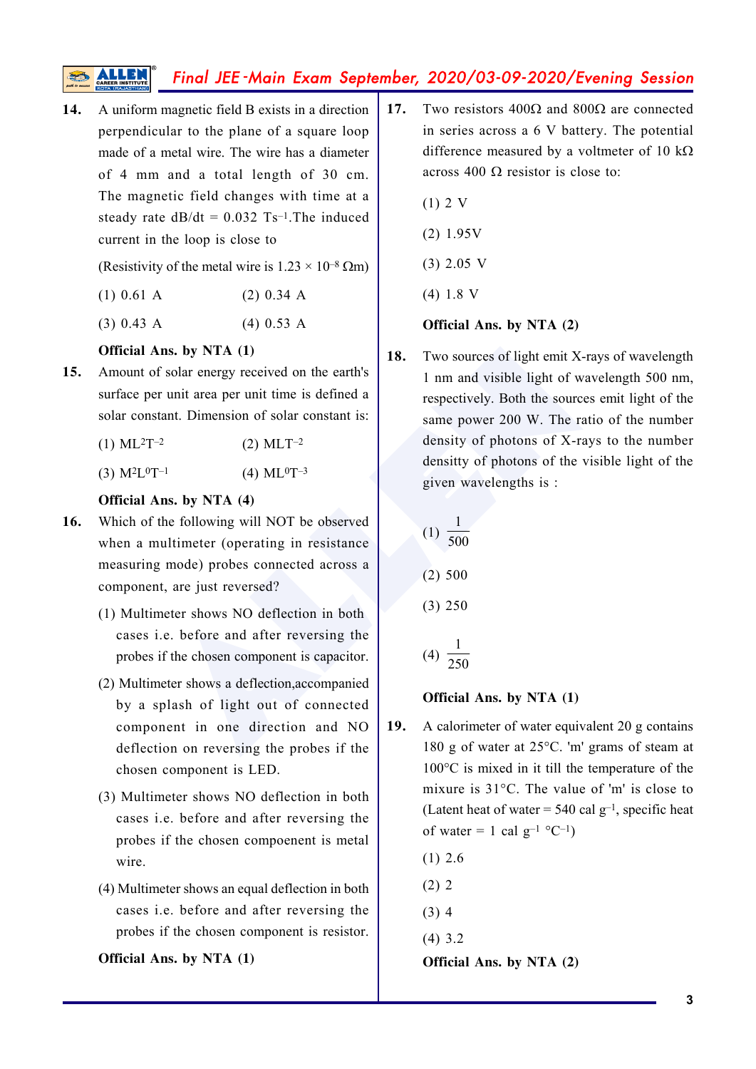**14.** A uniform magnetic field B exists in a direction perpendicular to the plane of a square loop made of a metal wire. The wire has a diameter of 4 mm and a total length of 30 cm. The magnetic field changes with time at a steady rate $dB/dt = 0.032\ Ts^{-1}$. The induced current in the loop is close to

(Resistivity of the metal wire is $1.23 \times 10^{-8}\ \Omega m$)

(1) 0.61 A (2) 0.34 A

(3) 0.43 A (4) 0.53 A

**Official Ans. by NTA (1)**

**15.** Amount of solar energy received on the earth's surface per unit area per unit time is defined a solar constant. Dimension of solar constant is:

(1) $ML^2T^{-2}$ (2) $MLT^{-2}$

(3) $M^2L^0T^{-1}$ (4) $ML^0T^{-3}$

**Official Ans. by NTA (4)**

**16.** Which of the following will NOT be observed when a multimeter (operating in resistance measuring mode) probes connected across a component, are just reversed?

(1) Multimeter shows NO deflection in both cases i.e. before and after reversing the probes if the chosen component is capacitor.

(2) Multimeter shows a deflection,accompanied by a splash of light out of connected component in one direction and NO deflection on reversing the probes if the chosen component is LED.

(3) Multimeter shows NO deflection in both cases i.e. before and after reversing the probes if the chosen compoenent is metal wire.

(4) Multimeter shows an equal deflection in both cases i.e. before and after reversing the probes if the chosen component is resistor.

**Official Ans. by NTA (1)**

**17.** Two resistors $400\Omega$ and $800\Omega$ are connected in series across a 6 V battery. The potential difference measured by a voltmeter of 10 $k\Omega$ across 400 $\Omega$ resistor is close to:

(1) 2 V

(2) 1.95V

(3) 2.05 V

(4) 1.8 V

**Official Ans. by NTA (2)**

**18.** Two sources of light emit X-rays of wavelength 1 nm and visible light of wavelength 500 nm, respectively. Both the sources emit light of the same power 200 W. The ratio of the number density of photons of X-rays to the number densitty of photons of the visible light of the given wavelengths is :

(1) $\frac{1}{500}$

(2) 500

(3) 250

(4) $\frac{1}{250}$

**Official Ans. by NTA (1)**

**19.** A calorimeter of water equivalent 20 g contains 180 g of water at 25°C. 'm' grams of steam at 100°C is mixed in it till the temperature of the mixure is 31°C. The value of 'm' is close to (Latent heat of water = 540 cal $g^{-1}$, specific heat of water = 1 cal $g^{-1}$ $°C^{-1}$)

(1) 2.6

(2) 2

(3) 4

(4) 3.2

**Official Ans. by NTA (2)**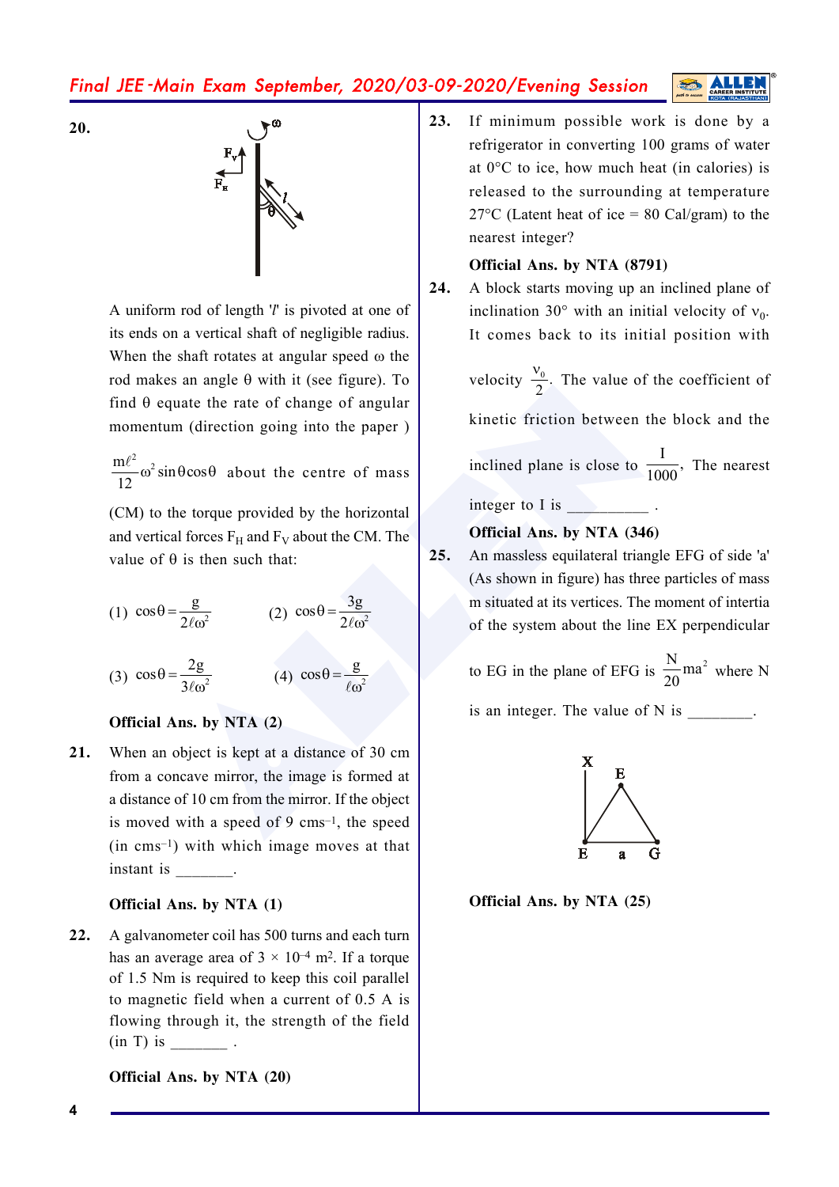**20.**

A uniform rod of length '$l$' is pivoted at one of its ends on a vertical shaft of negligible radius. When the shaft rotates at angular speed $\omega$ the rod makes an angle $\theta$ with it (see figure). To find $\theta$ equate the rate of change of angular momentum (direction going into the paper) $\frac{m\ell^2}{12}\omega^2 \sin\theta\cos\theta$ about the centre of mass (CM) to the torque provided by the horizontal and vertical forces $F_H$ and $F_V$ about the CM. The value of $\theta$ is then such that:

(1) $\cos\theta = \frac{g}{2\ell\omega^2}$ (2) $\cos\theta = \frac{3g}{2\ell\omega^2}$

(3) $\cos\theta = \frac{2g}{3\ell\omega^2}$ (4) $\cos\theta = \frac{g}{\ell\omega^2}$

**Official Ans. by NTA (2)**

**21.** When an object is kept at a distance of 30 cm from a concave mirror, the image is formed at a distance of 10 cm from the mirror. If the object is moved with a speed of 9 $cms^{-1}$, the speed (in $cms^{-1}$) with which image moves at that instant is _______.

**Official Ans. by NTA (1)**

**22.** A galvanometer coil has 500 turns and each turn has an average area of $3 \times 10^{-4}$ $m^2$. If a torque of 1.5 Nm is required to keep this coil parallel to magnetic field when a current of 0.5 A is flowing through it, the strength of the field (in T) is _______ .

**Official Ans. by NTA (20)**

**23.** If minimum possible work is done by a refrigerator in converting 100 grams of water at 0°C to ice, how much heat (in calories) is released to the surrounding at temperature 27°C (Latent heat of ice = 80 Cal/gram) to the nearest integer?

**Official Ans. by NTA (8791)**

**24.** A block starts moving up an inclined plane of inclination 30° with an initial velocity of $v_0$. It comes back to its initial position with velocity $\frac{v_0}{2}$. The value of the coefficient of kinetic friction between the block and the inclined plane is close to $\frac{I}{1000}$, The nearest integer to I is __________ .

**Official Ans. by NTA (346)**

**25.** An massless equilateral triangle EFG of side 'a' (As shown in figure) has three particles of mass m situated at its vertices. The moment of intertia of the system about the line EX perpendicular to EG in the plane of EFG is $\frac{N}{20}ma^2$ where N is an integer. The value of N is ________.

X
E
E a G

**Official Ans. by NTA (25)**